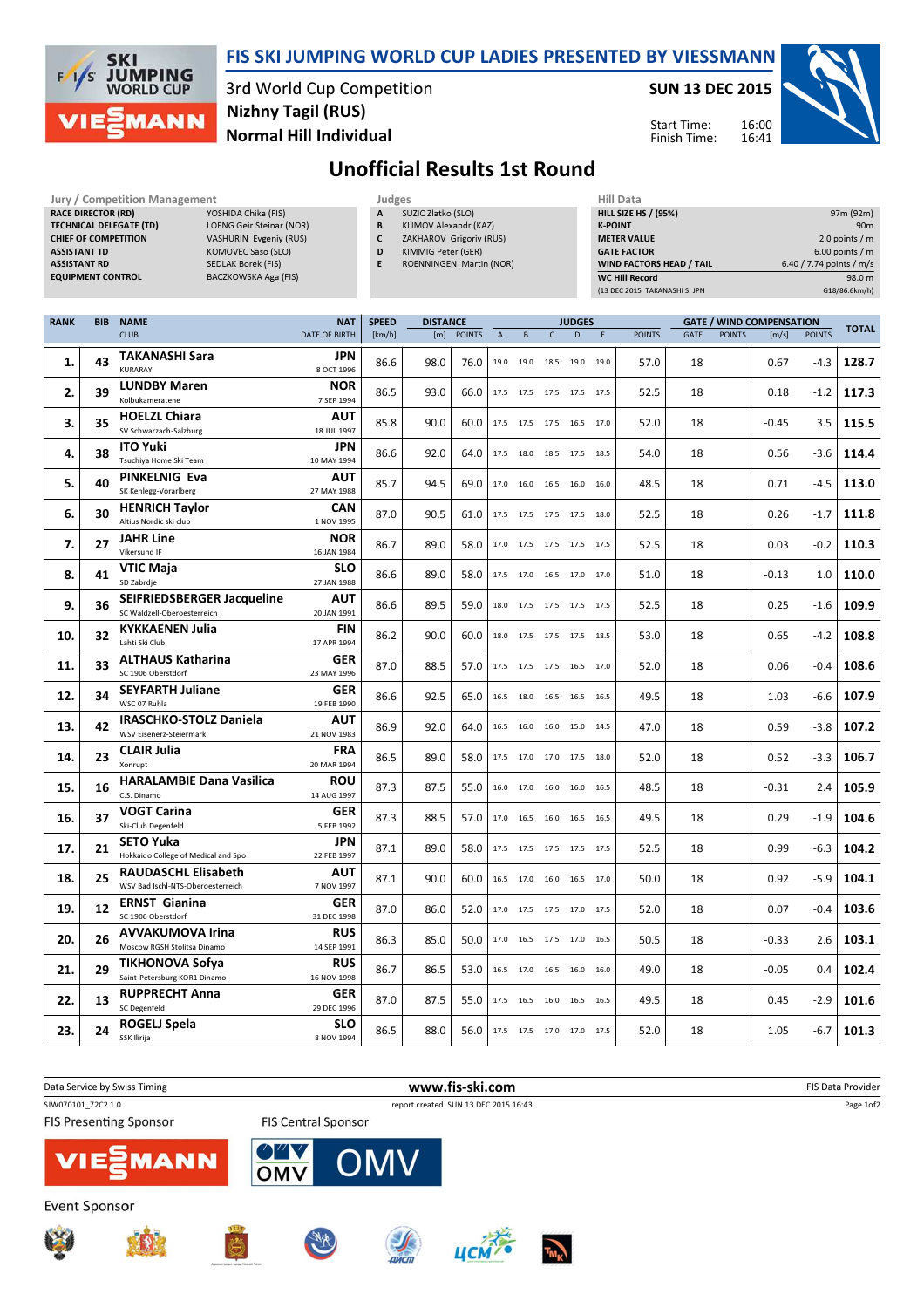# FIS SKI JUMPING WORLD CUP LADIES PRESENTED BY VIESSMANN

3rd World Cup Competition
Nizhny Tagil (RUS)
Normal Hill Individual

**SUN 13 DEC 2015**

Start Time: 16:00
Finish Time: 16:41

## Unofficial Results 1st Round

**Jury / Competition Management**

| | |
|---|---|
| RACE DIRECTOR (RD) | YOSHIDA Chika (FIS) |
| TECHNICAL DELEGATE (TD) | LOENG Geir Steinar (NOR) |
| CHIEF OF COMPETITION | VASHURIN Evgeniy (RUS) |
| ASSISTANT TD | KOMOVEC Saso (SLO) |
| ASSISTANT RD | SEDLAK Borek (FIS) |
| EQUIPMENT CONTROL | BACZKOWSKA Aga (FIS) |

**Judges**

| | |
|---|---|
| A | SUZIC Zlatko (SLO) |
| B | KLIMOV Alexandr (KAZ) |
| C | ZAKHAROV Grigoriy (RUS) |
| D | KIMMIG Peter (GER) |
| E | ROENNINGEN Martin (NOR) |

**Hill Data**

| | |
|---|---|
| HILL SIZE HS / (95%) | 97m (92m) |
| K-POINT | 90m |
| METER VALUE | 2.0 points / m |
| GATE FACTOR | 6.00 points / m |
| WIND FACTORS HEAD / TAIL | 6.40 / 7.74 points / m/s |
| WC Hill Record | 98.0 m |
| (13 DEC 2015 TAKANASHI S. JPN | G18/86.6km/h) |

| RANK | BIB | NAME / CLUB | NAT / DATE OF BIRTH | SPEED [km/h] | DISTANCE [m] | DISTANCE POINTS | A | B | C | D | E | JUDGES POINTS | GATE | GATE POINTS | WIND [m/s] | WIND POINTS | TOTAL |
|---|---|---|---|---|---|---|---|---|---|---|---|---|---|---|---|---|---|
| 1. | 43 | TAKANASHI Sara / KURARAY | JPN / 8 OCT 1996 | 86.6 | 98.0 | 76.0 | 19.0 | 19.0 | 18.5 | 19.0 | 19.0 | 57.0 | 18 | | 0.67 | -4.3 | 128.7 |
| 2. | 39 | LUNDBY Maren / Kolbukameratene | NOR / 7 SEP 1994 | 86.5 | 93.0 | 66.0 | 17.5 | 17.5 | 17.5 | 17.5 | 17.5 | 52.5 | 18 | | 0.18 | -1.2 | 117.3 |
| 3. | 35 | HOELZL Chiara / SV Schwarzach-Salzburg | AUT / 18 JUL 1997 | 85.8 | 90.0 | 60.0 | 17.5 | 17.5 | 17.5 | 16.5 | 17.0 | 52.0 | 18 | | -0.45 | 3.5 | 115.5 |
| 4. | 38 | ITO Yuki / Tsuchiya Home Ski Team | JPN / 10 MAY 1994 | 86.6 | 92.0 | 64.0 | 17.5 | 18.0 | 18.5 | 17.5 | 18.5 | 54.0 | 18 | | 0.56 | -3.6 | 114.4 |
| 5. | 40 | PINKELNIG Eva / SK Kehlegg-Vorarlberg | AUT / 27 MAY 1988 | 85.7 | 94.5 | 69.0 | 17.0 | 16.0 | 16.5 | 16.0 | 16.0 | 48.5 | 18 | | 0.71 | -4.5 | 113.0 |
| 6. | 30 | HENRICH Taylor / Altius Nordic ski club | CAN / 1 NOV 1995 | 87.0 | 90.5 | 61.0 | 17.5 | 17.5 | 17.5 | 17.5 | 18.0 | 52.5 | 18 | | 0.26 | -1.7 | 111.8 |
| 7. | 27 | JAHR Line / Vikersund IF | NOR / 16 JAN 1984 | 86.7 | 89.0 | 58.0 | 17.0 | 17.5 | 17.5 | 17.5 | 17.5 | 52.5 | 18 | | 0.03 | -0.2 | 110.3 |
| 8. | 41 | VTIC Maja / SD Zabrdje | SLO / 27 JAN 1988 | 86.6 | 89.0 | 58.0 | 17.5 | 17.0 | 16.5 | 17.0 | 17.0 | 51.0 | 18 | | -0.13 | 1.0 | 110.0 |
| 9. | 36 | SEIFRIEDSBERGER Jacqueline / SC Waldzell-Oberoesterreich | AUT / 20 JAN 1991 | 86.6 | 89.5 | 59.0 | 18.0 | 17.5 | 17.5 | 17.5 | 17.5 | 52.5 | 18 | | 0.25 | -1.6 | 109.9 |
| 10. | 32 | KYKKAENEN Julia / Lahti Ski Club | FIN / 17 APR 1994 | 86.2 | 90.0 | 60.0 | 18.0 | 17.5 | 17.5 | 17.5 | 18.5 | 53.0 | 18 | | 0.65 | -4.2 | 108.8 |
| 11. | 33 | ALTHAUS Katharina / SC 1906 Oberstdorf | GER / 23 MAY 1996 | 87.0 | 88.5 | 57.0 | 17.5 | 17.5 | 17.5 | 16.5 | 17.0 | 52.0 | 18 | | 0.06 | -0.4 | 108.6 |
| 12. | 34 | SEYFARTH Juliane / WSC 07 Ruhla | GER / 19 FEB 1990 | 86.6 | 92.5 | 65.0 | 16.5 | 18.0 | 16.5 | 16.5 | 16.5 | 49.5 | 18 | | 1.03 | -6.6 | 107.9 |
| 13. | 42 | IRASCHKO-STOLZ Daniela / WSV Eisenerz-Steiermark | AUT / 21 NOV 1983 | 86.9 | 92.0 | 64.0 | 16.5 | 16.0 | 16.0 | 15.0 | 14.5 | 47.0 | 18 | | 0.59 | -3.8 | 107.2 |
| 14. | 23 | CLAIR Julia / Xonrupt | FRA / 20 MAR 1994 | 86.5 | 89.0 | 58.0 | 17.5 | 17.0 | 17.0 | 17.5 | 18.0 | 52.0 | 18 | | 0.52 | -3.3 | 106.7 |
| 15. | 16 | HARALAMBIE Dana Vasilica / C.S. Dinamo | ROU / 14 AUG 1997 | 87.3 | 87.5 | 55.0 | 16.0 | 17.0 | 16.0 | 16.0 | 16.5 | 48.5 | 18 | | -0.31 | 2.4 | 105.9 |
| 16. | 37 | VOGT Carina / Ski-Club Degenfeld | GER / 5 FEB 1992 | 87.3 | 88.5 | 57.0 | 17.0 | 16.5 | 16.0 | 16.5 | 16.5 | 49.5 | 18 | | 0.29 | -1.9 | 104.6 |
| 17. | 21 | SETO Yuka / Hokkaido College of Medical and Spo | JPN / 22 FEB 1997 | 87.1 | 89.0 | 58.0 | 17.5 | 17.5 | 17.5 | 17.5 | 17.5 | 52.5 | 18 | | 0.99 | -6.3 | 104.2 |
| 18. | 25 | RAUDASCHL Elisabeth / WSV Bad Ischl-NTS-Oberoesterreich | AUT / 7 NOV 1997 | 87.1 | 90.0 | 60.0 | 16.5 | 17.0 | 16.0 | 16.5 | 17.0 | 50.0 | 18 | | 0.92 | -5.9 | 104.1 |
| 19. | 12 | ERNST Gianina / SC 1906 Oberstdorf | GER / 31 DEC 1998 | 87.0 | 86.0 | 52.0 | 17.0 | 17.5 | 17.5 | 17.0 | 17.5 | 52.0 | 18 | | 0.07 | -0.4 | 103.6 |
| 20. | 26 | AVVAKUMOVA Irina / Moscow RGSH Stolitsa Dinamo | RUS / 14 SEP 1991 | 86.3 | 85.0 | 50.0 | 17.0 | 16.5 | 17.5 | 17.0 | 16.5 | 50.5 | 18 | | -0.33 | 2.6 | 103.1 |
| 21. | 29 | TIKHONOVA Sofya / Saint-Petersburg KOR1 Dinamo | RUS / 16 NOV 1998 | 86.7 | 86.5 | 53.0 | 16.5 | 17.0 | 16.5 | 16.0 | 16.0 | 49.0 | 18 | | -0.05 | 0.4 | 102.4 |
| 22. | 13 | RUPPRECHT Anna / SC Degenfeld | GER / 29 DEC 1996 | 87.0 | 87.5 | 55.0 | 17.5 | 16.5 | 16.0 | 16.5 | 16.5 | 49.5 | 18 | | 0.45 | -2.9 | 101.6 |
| 23. | 24 | ROGELJ Spela / SSK Ilirija | SLO / 8 NOV 1994 | 86.5 | 88.0 | 56.0 | 17.5 | 17.5 | 17.0 | 17.0 | 17.5 | 52.0 | 18 | | 1.05 | -6.7 | 101.3 |

Data Service by Swiss Timing — www.fis-ski.com — FIS Data Provider

SJW070101_72C2 1.0 — report created SUN 13 DEC 2015 16:43

FIS Presenting Sponsor — FIS Central Sponsor

Event Sponsor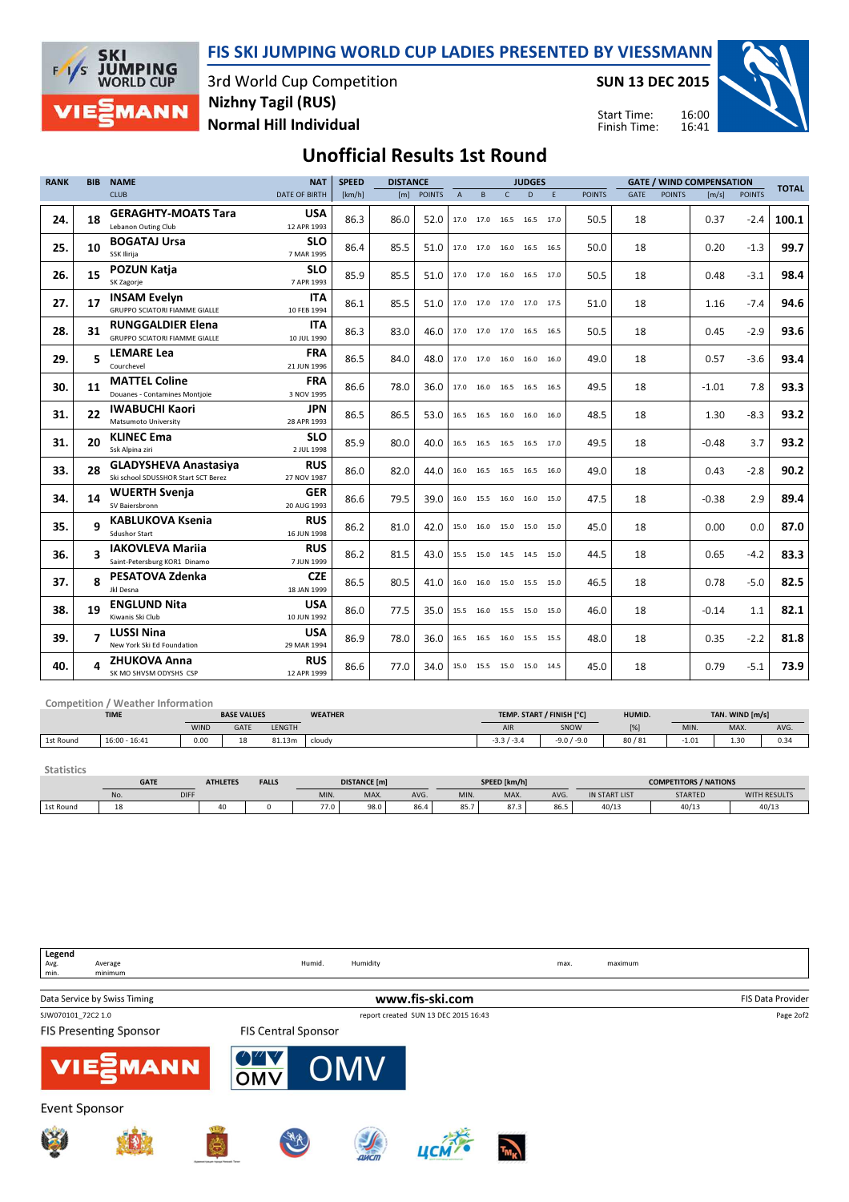# FIS SKI JUMPING WORLD CUP LADIES PRESENTED BY VIESSMANN

3rd World Cup Competition
Nizhny Tagil (RUS)
Normal Hill Individual

SUN 13 DEC 2015

Start Time: 16:00
Finish Time: 16:41

## Unofficial Results 1st Round

| RANK | BIB | NAME / CLUB | NAT / DATE OF BIRTH | SPEED [km/h] | DISTANCE [m] | DISTANCE POINTS | A | B | C | D | E | JUDGES POINTS | GATE | GATE POINTS | WIND [m/s] | WIND POINTS | TOTAL |
|---|---|---|---|---|---|---|---|---|---|---|---|---|---|---|---|---|---|
| 24. | 18 | GERAGHTY-MOATS Tara / Lebanon Outing Club | USA / 12 APR 1993 | 86.3 | 86.0 | 52.0 | 17.0 | 17.0 | 16.5 | 16.5 | 17.0 | 50.5 | 18 | | 0.37 | -2.4 | 100.1 |
| 25. | 10 | BOGATAJ Ursa / SSK Ilirija | SLO / 7 MAR 1995 | 86.4 | 85.5 | 51.0 | 17.0 | 17.0 | 16.0 | 16.5 | 16.5 | 50.0 | 18 | | 0.20 | -1.3 | 99.7 |
| 26. | 15 | POZUN Katja / SK Zagorje | SLO / 7 APR 1993 | 85.9 | 85.5 | 51.0 | 17.0 | 17.0 | 16.0 | 16.5 | 17.0 | 50.5 | 18 | | 0.48 | -3.1 | 98.4 |
| 27. | 17 | INSAM Evelyn / GRUPPO SCIATORI FIAMME GIALLE | ITA / 10 FEB 1994 | 86.1 | 85.5 | 51.0 | 17.0 | 17.0 | 17.0 | 17.0 | 17.5 | 51.0 | 18 | | 1.16 | -7.4 | 94.6 |
| 28. | 31 | RUNGGALDIER Elena / GRUPPO SCIATORI FIAMME GIALLE | ITA / 10 JUL 1990 | 86.3 | 83.0 | 46.0 | 17.0 | 17.0 | 17.0 | 16.5 | 16.5 | 50.5 | 18 | | 0.45 | -2.9 | 93.6 |
| 29. | 5 | LEMARE Lea / Courchevel | FRA / 21 JUN 1996 | 86.5 | 84.0 | 48.0 | 17.0 | 17.0 | 16.0 | 16.0 | 16.0 | 49.0 | 18 | | 0.57 | -3.6 | 93.4 |
| 30. | 11 | MATTEL Coline / Douanes - Contamines Montjoie | FRA / 3 NOV 1995 | 86.6 | 78.0 | 36.0 | 17.0 | 16.0 | 16.5 | 16.5 | 16.5 | 49.5 | 18 | | -1.01 | 7.8 | 93.3 |
| 31. | 22 | IWABUCHI Kaori / Matsumoto University | JPN / 28 APR 1993 | 86.5 | 86.5 | 53.0 | 16.5 | 16.5 | 16.0 | 16.0 | 16.0 | 48.5 | 18 | | 1.30 | -8.3 | 93.2 |
| 31. | 20 | KLINEC Ema / Ssk Alpina ziri | SLO / 2 JUL 1998 | 85.9 | 80.0 | 40.0 | 16.5 | 16.5 | 16.5 | 16.5 | 17.0 | 49.5 | 18 | | -0.48 | 3.7 | 93.2 |
| 33. | 28 | GLADYSHEVA Anastasiya / Ski school SDUSSHOR Start SCT Berez | RUS / 27 NOV 1987 | 86.0 | 82.0 | 44.0 | 16.0 | 16.5 | 16.5 | 16.5 | 16.0 | 49.0 | 18 | | 0.43 | -2.8 | 90.2 |
| 34. | 14 | WUERTH Svenja / SV Baiersbronn | GER / 20 AUG 1993 | 86.6 | 79.5 | 39.0 | 16.0 | 15.5 | 16.0 | 16.0 | 15.0 | 47.5 | 18 | | -0.38 | 2.9 | 89.4 |
| 35. | 9 | KABLUKOVA Ksenia / Sdushor Start | RUS / 16 JUN 1998 | 86.2 | 81.0 | 42.0 | 15.0 | 16.0 | 15.0 | 15.0 | 15.0 | 45.0 | 18 | | 0.00 | 0.0 | 87.0 |
| 36. | 3 | IAKOVLEVA Mariia / Saint-Petersburg KOR1 Dinamo | RUS / 7 JUN 1999 | 86.2 | 81.5 | 43.0 | 15.5 | 15.0 | 14.5 | 14.5 | 15.0 | 44.5 | 18 | | 0.65 | -4.2 | 83.3 |
| 37. | 8 | PESATOVA Zdenka / Jkl Desna | CZE / 18 JAN 1999 | 86.5 | 80.5 | 41.0 | 16.0 | 16.0 | 15.0 | 15.5 | 15.0 | 46.5 | 18 | | 0.78 | -5.0 | 82.5 |
| 38. | 19 | ENGLUND Nita / Kiwanis Ski Club | USA / 10 JUN 1992 | 86.0 | 77.5 | 35.0 | 15.5 | 16.0 | 15.5 | 15.0 | 15.0 | 46.0 | 18 | | -0.14 | 1.1 | 82.1 |
| 39. | 7 | LUSSI Nina / New York Ski Ed Foundation | USA / 29 MAR 1994 | 86.9 | 78.0 | 36.0 | 16.5 | 16.5 | 16.0 | 15.5 | 15.5 | 48.0 | 18 | | 0.35 | -2.2 | 81.8 |
| 40. | 4 | ZHUKOVA Anna / SK MO SHVSM ODYSHS CSP | RUS / 12 APR 1999 | 86.6 | 77.0 | 34.0 | 15.0 | 15.5 | 15.0 | 15.0 | 14.5 | 45.0 | 18 | | 0.79 | -5.1 | 73.9 |

### Competition / Weather Information

| | TIME | BASE VALUES WIND | BASE VALUES GATE | BASE VALUES LENGTH | WEATHER | TEMP. START / FINISH [°C] AIR | TEMP. START / FINISH [°C] SNOW | HUMID. [%] | TAN. WIND [m/s] MIN. | TAN. WIND [m/s] MAX. | TAN. WIND [m/s] AVG. |
|---|---|---|---|---|---|---|---|---|---|---|---|
| 1st Round | 16:00 - 16:41 | 0.00 | 18 | 81.13m | cloudy | -3.3 / -3.4 | -9.0 / -9.0 | 80 / 81 | -1.01 | 1.30 | 0.34 |

### Statistics

| | GATE No. | GATE DIFF | ATHLETES | FALLS | DISTANCE [m] MIN. | DISTANCE [m] MAX. | DISTANCE [m] AVG. | SPEED [km/h] MIN. | SPEED [km/h] MAX. | SPEED [km/h] AVG. | IN START LIST | STARTED | WITH RESULTS |
|---|---|---|---|---|---|---|---|---|---|---|---|---|---|
| 1st Round | 18 | | 40 | 0 | 77.0 | 98.0 | 86.4 | 85.7 | 87.3 | 86.5 | 40/13 | 40/13 | 40/13 |

**Legend**
Avg. Average
min. minimum
Humid. Humidity
max. maximum

Data Service by Swiss Timing — www.fis-ski.com — FIS Data Provider

SJW070101_72C2 1.0 — report created SUN 13 DEC 2015 16:43

FIS Presenting Sponsor — FIS Central Sponsor

Event Sponsor